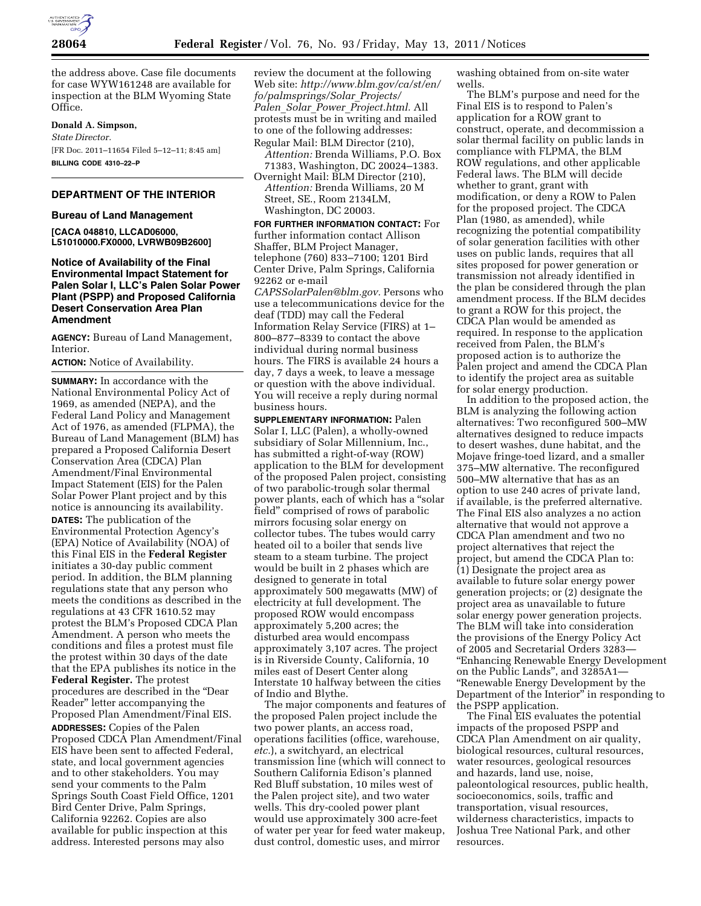the address above. Case file documents for case WYW161248 are available for inspection at the BLM Wyoming State Office.

**Donald A. Simpson,**

*State Director.*

[FR Doc. 2011–11654 Filed 5–12–11; 8:45 am]

**BILLING CODE 4310–22–P**

## DEPARTMENT OF THE INTERIOR

### Bureau of Land Management

**[CACA 048810, LLCAD06000, L51010000.FX0000, LVRWB09B2600]**

### Notice of Availability of the Final Environmental Impact Statement for Palen Solar I, LLC's Palen Solar Power Plant (PSPP) and Proposed California Desert Conservation Area Plan Amendment

**AGENCY:** Bureau of Land Management, Interior.

**ACTION:** Notice of Availability.

**SUMMARY:** In accordance with the National Environmental Policy Act of 1969, as amended (NEPA), and the Federal Land Policy and Management Act of 1976, as amended (FLPMA), the Bureau of Land Management (BLM) has prepared a Proposed California Desert Conservation Area (CDCA) Plan Amendment/Final Environmental Impact Statement (EIS) for the Palen Solar Power Plant project and by this notice is announcing its availability.

**DATES:** The publication of the Environmental Protection Agency's (EPA) Notice of Availability (NOA) of this Final EIS in the **Federal Register** initiates a 30-day public comment period. In addition, the BLM planning regulations state that any person who meets the conditions as described in the regulations at 43 CFR 1610.52 may protest the BLM's Proposed CDCA Plan Amendment. A person who meets the conditions and files a protest must file the protest within 30 days of the date that the EPA publishes its notice in the **Federal Register.** The protest procedures are described in the "Dear Reader" letter accompanying the Proposed Plan Amendment/Final EIS.

**ADDRESSES:** Copies of the Palen Proposed CDCA Plan Amendment/Final EIS have been sent to affected Federal, state, and local government agencies and to other stakeholders. You may send your comments to the Palm Springs South Coast Field Office, 1201 Bird Center Drive, Palm Springs, California 92262. Copies are also available for public inspection at this address. Interested persons may also review the document at the following Web site: *http://www.blm.gov/ca/st/en/fo/palmsprings/Solar_Projects/Palen_Solar_Power_Project.html.* All protests must be in writing and mailed to one of the following addresses:

Regular Mail: BLM Director (210), *Attention:* Brenda Williams, P.O. Box 71383, Washington, DC 20024–1383.

Overnight Mail: BLM Director (210), *Attention:* Brenda Williams, 20 M Street, SE., Room 2134LM, Washington, DC 20003.

**FOR FURTHER INFORMATION CONTACT:** For further information contact Allison Shaffer, BLM Project Manager, telephone (760) 833–7100; 1201 Bird Center Drive, Palm Springs, California 92262 or e-mail *CAPSSolarPalen@blm.gov.* Persons who use a telecommunications device for the deaf (TDD) may call the Federal Information Relay Service (FIRS) at 1–800–877–8339 to contact the above individual during normal business hours. The FIRS is available 24 hours a day, 7 days a week, to leave a message or question with the above individual. You will receive a reply during normal business hours.

**SUPPLEMENTARY INFORMATION:** Palen Solar I, LLC (Palen), a wholly-owned subsidiary of Solar Millennium, Inc., has submitted a right-of-way (ROW) application to the BLM for development of the proposed Palen project, consisting of two parabolic-trough solar thermal power plants, each of which has a "solar field" comprised of rows of parabolic mirrors focusing solar energy on collector tubes. The tubes would carry heated oil to a boiler that sends live steam to a steam turbine. The project would be built in 2 phases which are designed to generate in total approximately 500 megawatts (MW) of electricity at full development. The proposed ROW would encompass approximately 5,200 acres; the disturbed area would encompass approximately 3,107 acres. The project is in Riverside County, California, 10 miles east of Desert Center along Interstate 10 halfway between the cities of Indio and Blythe.

The major components and features of the proposed Palen project include the two power plants, an access road, operations facilities (office, warehouse, *etc.*), a switchyard, an electrical transmission line (which will connect to Southern California Edison's planned Red Bluff substation, 10 miles west of the Palen project site), and two water wells. This dry-cooled power plant would use approximately 300 acre-feet of water per year for feed water makeup, dust control, domestic uses, and mirror washing obtained from on-site water wells.

The BLM's purpose and need for the Final EIS is to respond to Palen's application for a ROW grant to construct, operate, and decommission a solar thermal facility on public lands in compliance with FLPMA, the BLM ROW regulations, and other applicable Federal laws. The BLM will decide whether to grant, grant with modification, or deny a ROW to Palen for the proposed project. The CDCA Plan (1980, as amended), while recognizing the potential compatibility of solar generation facilities with other uses on public lands, requires that all sites proposed for power generation or transmission not already identified in the plan be considered through the plan amendment process. If the BLM decides to grant a ROW for this project, the CDCA Plan would be amended as required. In response to the application received from Palen, the BLM's proposed action is to authorize the Palen project and amend the CDCA Plan to identify the project area as suitable for solar energy production.

In addition to the proposed action, the BLM is analyzing the following action alternatives: Two reconfigured 500–MW alternatives designed to reduce impacts to desert washes, dune habitat, and the Mojave fringe-toed lizard, and a smaller 375–MW alternative. The reconfigured 500–MW alternative that has as an option to use 240 acres of private land, if available, is the preferred alternative. The Final EIS also analyzes a no action alternative that would not approve a CDCA Plan amendment and two no project alternatives that reject the project, but amend the CDCA Plan to: (1) Designate the project area as available to future solar energy power generation projects; or (2) designate the project area as unavailable to future solar energy power generation projects. The BLM will take into consideration the provisions of the Energy Policy Act of 2005 and Secretarial Orders 3283—"Enhancing Renewable Energy Development on the Public Lands", and 3285A1—"Renewable Energy Development by the Department of the Interior" in responding to the PSPP application.

The Final EIS evaluates the potential impacts of the proposed PSPP and CDCA Plan Amendment on air quality, biological resources, cultural resources, water resources, geological resources and hazards, land use, noise, paleontological resources, public health, socioeconomics, soils, traffic and transportation, visual resources, wilderness characteristics, impacts to Joshua Tree National Park, and other resources.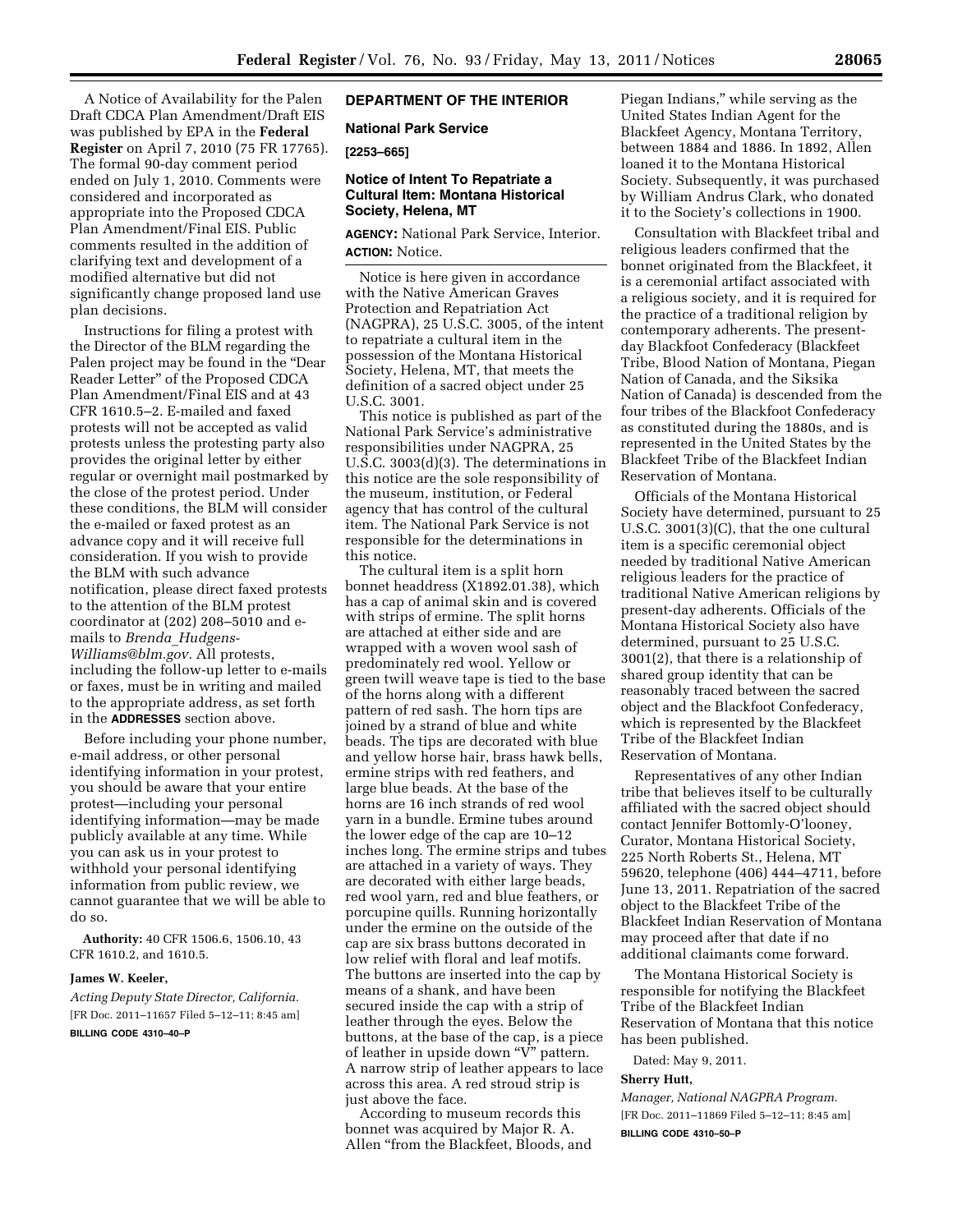A Notice of Availability for the Palen Draft CDCA Plan Amendment/Draft EIS was published by EPA in the **Federal Register** on April 7, 2010 (75 FR 17765). The formal 90-day comment period ended on July 1, 2010. Comments were considered and incorporated as appropriate into the Proposed CDCA Plan Amendment/Final EIS. Public comments resulted in the addition of clarifying text and development of a modified alternative but did not significantly change proposed land use plan decisions.

Instructions for filing a protest with the Director of the BLM regarding the Palen project may be found in the "Dear Reader Letter" of the Proposed CDCA Plan Amendment/Final EIS and at 43 CFR 1610.5–2. E-mailed and faxed protests will not be accepted as valid protests unless the protesting party also provides the original letter by either regular or overnight mail postmarked by the close of the protest period. Under these conditions, the BLM will consider the e-mailed or faxed protest as an advance copy and it will receive full consideration. If you wish to provide the BLM with such advance notification, please direct faxed protests to the attention of the BLM protest coordinator at (202) 208–5010 and e-mails to *Brenda_Hudgens-Williams@blm.gov*. All protests, including the follow-up letter to e-mails or faxes, must be in writing and mailed to the appropriate address, as set forth in the **ADDRESSES** section above.

Before including your phone number, e-mail address, or other personal identifying information in your protest, you should be aware that your entire protest—including your personal identifying information—may be made publicly available at any time. While you can ask us in your protest to withhold your personal identifying information from public review, we cannot guarantee that we will be able to do so.

**Authority:** 40 CFR 1506.6, 1506.10, 43 CFR 1610.2, and 1610.5.

**James W. Keeler,**

*Acting Deputy State Director, California.*

[FR Doc. 2011–11657 Filed 5–12–11; 8:45 am]

**BILLING CODE 4310–40–P**

## DEPARTMENT OF THE INTERIOR

### National Park Service

**[2253–665]**

### Notice of Intent To Repatriate a Cultural Item: Montana Historical Society, Helena, MT

**AGENCY:** National Park Service, Interior.

**ACTION:** Notice.

Notice is here given in accordance with the Native American Graves Protection and Repatriation Act (NAGPRA), 25 U.S.C. 3005, of the intent to repatriate a cultural item in the possession of the Montana Historical Society, Helena, MT, that meets the definition of a sacred object under 25 U.S.C. 3001.

This notice is published as part of the National Park Service's administrative responsibilities under NAGPRA, 25 U.S.C. 3003(d)(3). The determinations in this notice are the sole responsibility of the museum, institution, or Federal agency that has control of the cultural item. The National Park Service is not responsible for the determinations in this notice.

The cultural item is a split horn bonnet headdress (X1892.01.38), which has a cap of animal skin and is covered with strips of ermine. The split horns are attached at either side and are wrapped with a woven wool sash of predominately red wool. Yellow or green twill weave tape is tied to the base of the horns along with a different pattern of red sash. The horn tips are joined by a strand of blue and white beads. The tips are decorated with blue and yellow horse hair, brass hawk bells, ermine strips with red feathers, and large blue beads. At the base of the horns are 16 inch strands of red wool yarn in a bundle. Ermine tubes around the lower edge of the cap are 10–12 inches long. The ermine strips and tubes are attached in a variety of ways. They are decorated with either large beads, red wool yarn, red and blue feathers, or porcupine quills. Running horizontally under the ermine on the outside of the cap are six brass buttons decorated in low relief with floral and leaf motifs. The buttons are inserted into the cap by means of a shank, and have been secured inside the cap with a strip of leather through the eyes. Below the buttons, at the base of the cap, is a piece of leather in upside down "V" pattern. A narrow strip of leather appears to lace across this area. A red stroud strip is just above the face.

According to museum records this bonnet was acquired by Major R. A. Allen "from the Blackfeet, Bloods, and Piegan Indians," while serving as the United States Indian Agent for the Blackfeet Agency, Montana Territory, between 1884 and 1886. In 1892, Allen loaned it to the Montana Historical Society. Subsequently, it was purchased by William Andrus Clark, who donated it to the Society's collections in 1900.

Consultation with Blackfeet tribal and religious leaders confirmed that the bonnet originated from the Blackfeet, it is a ceremonial artifact associated with a religious society, and it is required for the practice of a traditional religion by contemporary adherents. The present-day Blackfoot Confederacy (Blackfeet Tribe, Blood Nation of Montana, Piegan Nation of Canada, and the Siksika Nation of Canada) is descended from the four tribes of the Blackfoot Confederacy as constituted during the 1880s, and is represented in the United States by the Blackfeet Tribe of the Blackfeet Indian Reservation of Montana.

Officials of the Montana Historical Society have determined, pursuant to 25 U.S.C. 3001(3)(C), that the one cultural item is a specific ceremonial object needed by traditional Native American religious leaders for the practice of traditional Native American religions by present-day adherents. Officials of the Montana Historical Society also have determined, pursuant to 25 U.S.C. 3001(2), that there is a relationship of shared group identity that can be reasonably traced between the sacred object and the Blackfoot Confederacy, which is represented by the Blackfeet Tribe of the Blackfeet Indian Reservation of Montana.

Representatives of any other Indian tribe that believes itself to be culturally affiliated with the sacred object should contact Jennifer Bottomly-O'looney, Curator, Montana Historical Society, 225 North Roberts St., Helena, MT 59620, telephone (406) 444–4711, before June 13, 2011. Repatriation of the sacred object to the Blackfeet Tribe of the Blackfeet Indian Reservation of Montana may proceed after that date if no additional claimants come forward.

The Montana Historical Society is responsible for notifying the Blackfeet Tribe of the Blackfeet Indian Reservation of Montana that this notice has been published.

Dated: May 9, 2011.

**Sherry Hutt,**

*Manager, National NAGPRA Program.*

[FR Doc. 2011–11869 Filed 5–12–11; 8:45 am]

**BILLING CODE 4310–50–P**